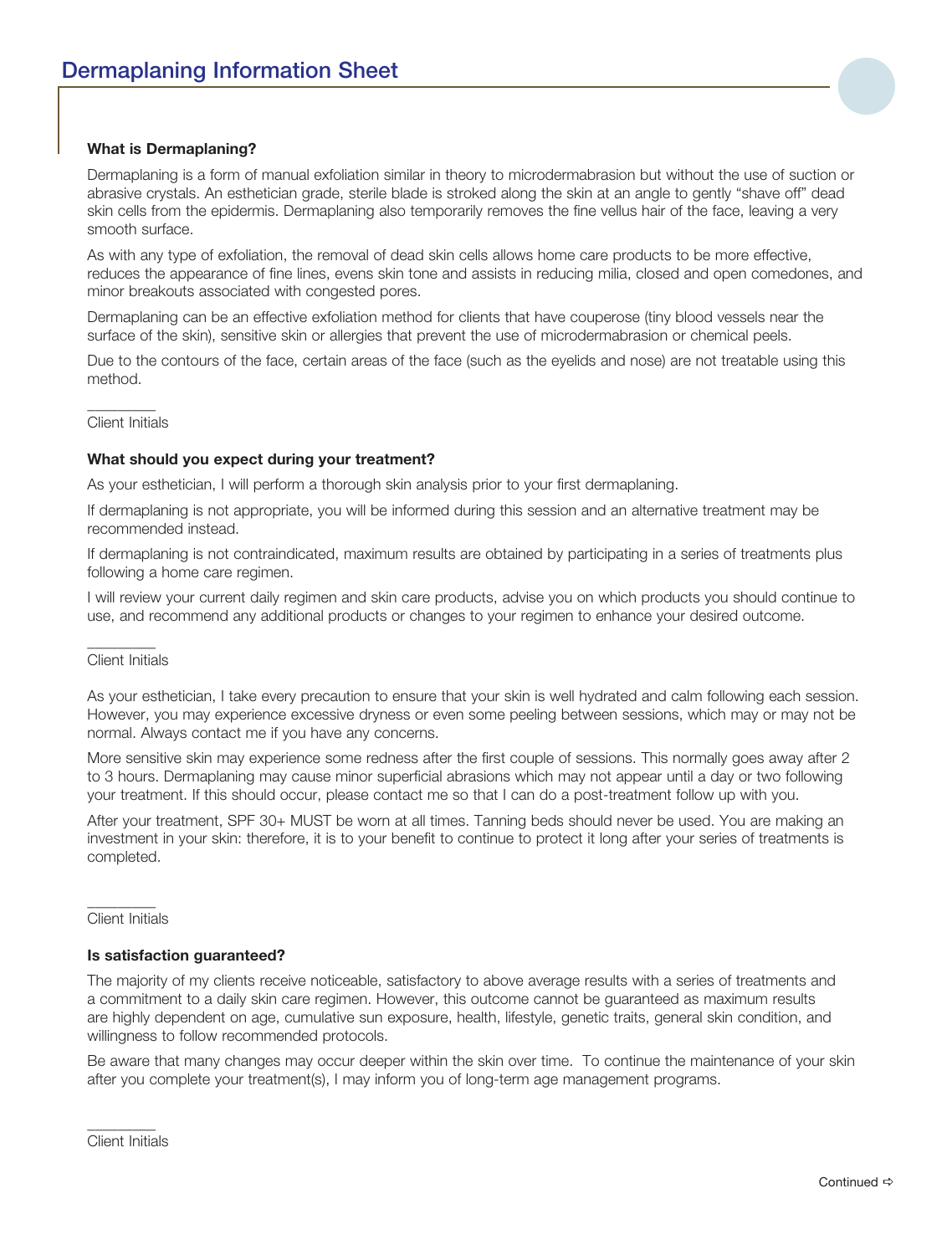# Dermaplaning Information Sheet

**What is Dermaplaning?**

Dermaplaning is a form of manual exfoliation similar in theory to microdermabrasion but without the use of suction or abrasive crystals. An esthetician grade, sterile blade is stroked along the skin at an angle to gently "shave off" dead skin cells from the epidermis. Dermaplaning also temporarily removes the fine vellus hair of the face, leaving a very smooth surface.

As with any type of exfoliation, the removal of dead skin cells allows home care products to be more effective, reduces the appearance of fine lines, evens skin tone and assists in reducing milia, closed and open comedones, and minor breakouts associated with congested pores.

Dermaplaning can be an effective exfoliation method for clients that have couperose (tiny blood vessels near the surface of the skin), sensitive skin or allergies that prevent the use of microdermabrasion or chemical peels.

Due to the contours of the face, certain areas of the face (such as the eyelids and nose) are not treatable using this method.

________
Client Initials

**What should you expect during your treatment?**

As your esthetician, I will perform a thorough skin analysis prior to your first dermaplaning.

If dermaplaning is not appropriate, you will be informed during this session and an alternative treatment may be recommended instead.

If dermaplaning is not contraindicated, maximum results are obtained by participating in a series of treatments plus following a home care regimen.

I will review your current daily regimen and skin care products, advise you on which products you should continue to use, and recommend any additional products or changes to your regimen to enhance your desired outcome.

________
Client Initials

As your esthetician, I take every precaution to ensure that your skin is well hydrated and calm following each session. However, you may experience excessive dryness or even some peeling between sessions, which may or may not be normal. Always contact me if you have any concerns.

More sensitive skin may experience some redness after the first couple of sessions. This normally goes away after 2 to 3 hours. Dermaplaning may cause minor superficial abrasions which may not appear until a day or two following your treatment. If this should occur, please contact me so that I can do a post-treatment follow up with you.

After your treatment, SPF 30+ MUST be worn at all times. Tanning beds should never be used. You are making an investment in your skin: therefore, it is to your benefit to continue to protect it long after your series of treatments is completed.

________
Client Initials

**Is satisfaction guaranteed?**

The majority of my clients receive noticeable, satisfactory to above average results with a series of treatments and a commitment to a daily skin care regimen. However, this outcome cannot be guaranteed as maximum results are highly dependent on age, cumulative sun exposure, health, lifestyle, genetic traits, general skin condition, and willingness to follow recommended protocols.

Be aware that many changes may occur deeper within the skin over time. To continue the maintenance of your skin after you complete your treatment(s), I may inform you of long-term age management programs.

________
Client Initials

Continued ⇨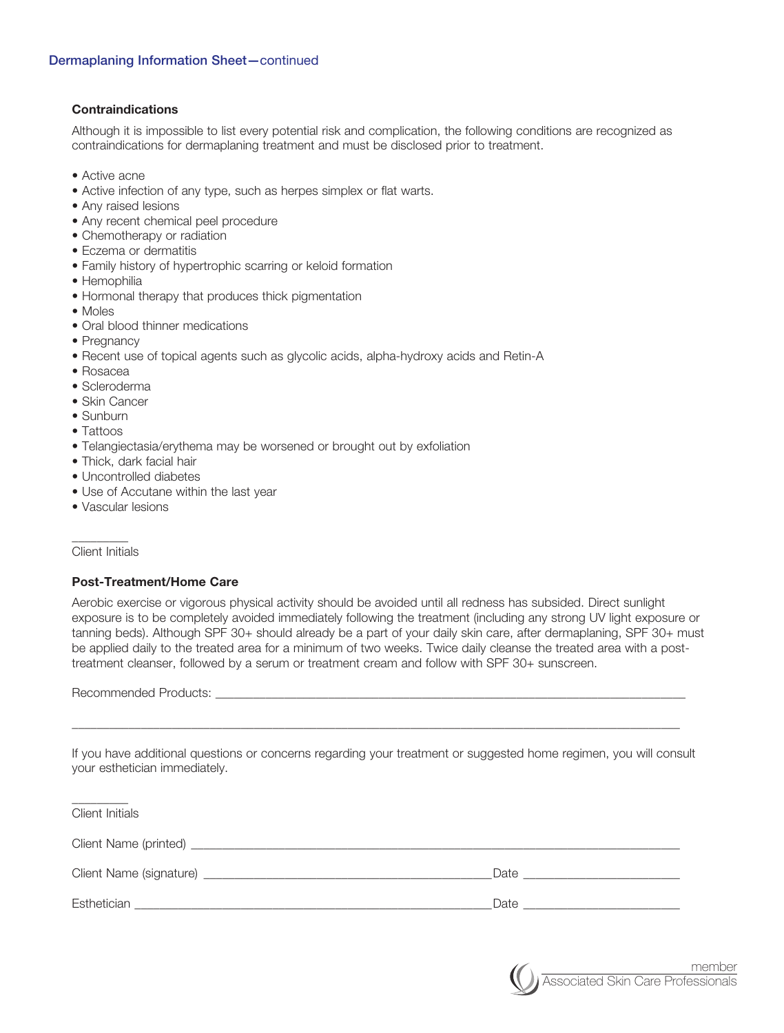## Contraindications

Although it is impossible to list every potential risk and complication, the following conditions are recognized as contraindications for dermaplaning treatment and must be disclosed prior to treatment.

- Active acne
- Active infection of any type, such as herpes simplex or flat warts.
- Any raised lesions
- Any recent chemical peel procedure
- Chemotherapy or radiation
- Eczema or dermatitis
- Family history of hypertrophic scarring or keloid formation
- Hemophilia
- Hormonal therapy that produces thick pigmentation
- Moles
- Oral blood thinner medications
- Pregnancy
- Recent use of topical agents such as glycolic acids, alpha-hydroxy acids and Retin-A
- Rosacea
- Scleroderma
- Skin Cancer
- Sunburn
- Tattoos
- Telangiectasia/erythema may be worsened or brought out by exfoliation
- Thick, dark facial hair
- Uncontrolled diabetes
- Use of Accutane within the last year
- Vascular lesions

________
Client Initials

## Post-Treatment/Home Care

Aerobic exercise or vigorous physical activity should be avoided until all redness has subsided. Direct sunlight exposure is to be completely avoided immediately following the treatment (including any strong UV light exposure or tanning beds). Although SPF 30+ should already be a part of your daily skin care, after dermaplaning, SPF 30+ must be applied daily to the treated area for a minimum of two weeks. Twice daily cleanse the treated area with a post-treatment cleanser, followed by a serum or treatment cream and follow with SPF 30+ sunscreen.

Recommended Products: ______________________________________________________________________

______________________________________________________________________________________

If you have additional questions or concerns regarding your treatment or suggested home regimen, you will consult your esthetician immediately.

________
Client Initials

Client Name (printed) ______________________________________________________________________

Client Name (signature) ________________________________________ Date ______________________

Esthetician ___________________________________________________ Date ______________________

member Associated Skin Care Professionals